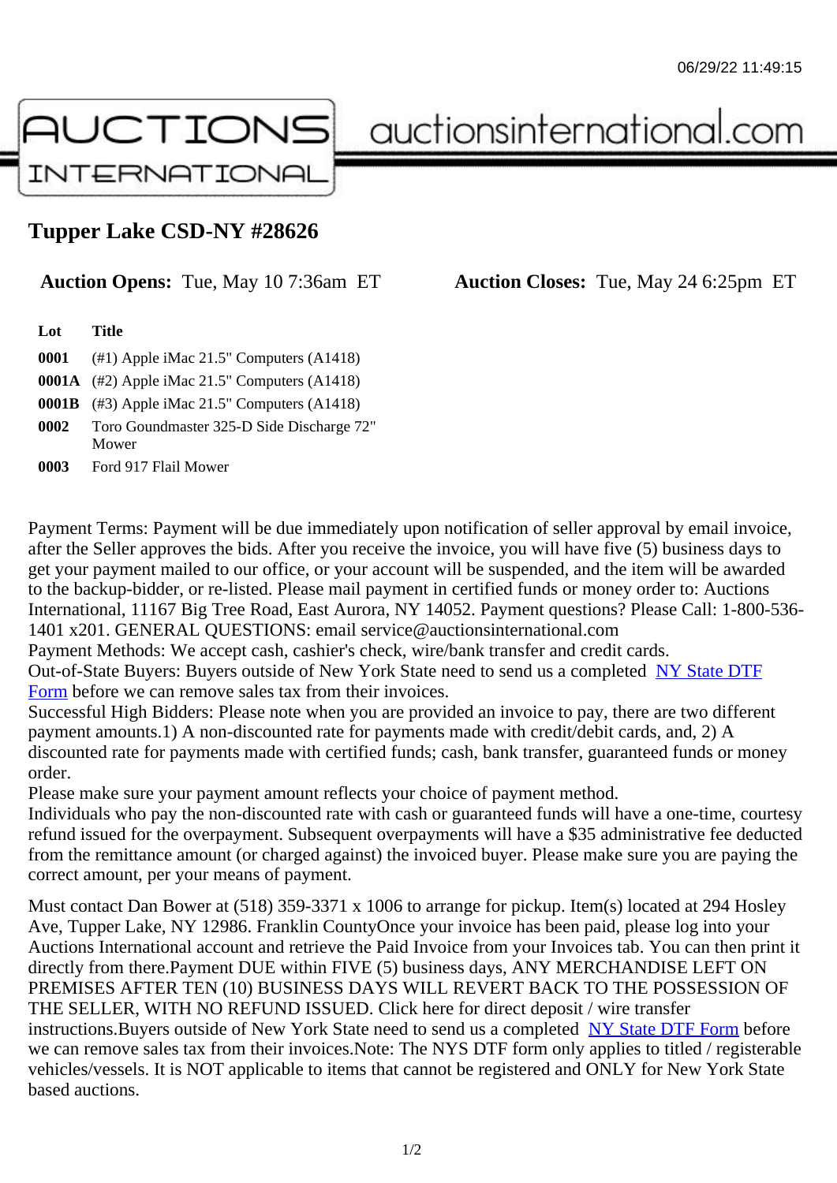# Tupper Lake CSD-NY #28626

**Auction Opens:** Tue, May 10 7:36am ET **Auction Closes:** Tue, May 24 6:25pm ET

| Lot | Title |
|---|---|
| **0001** | (#1) Apple iMac 21.5" Computers (A1418) |
| **0001A** | (#2) Apple iMac 21.5" Computers (A1418) |
| **0001B** | (#3) Apple iMac 21.5" Computers (A1418) |
| **0002** | Toro Goundmaster 325-D Side Discharge 72" Mower |
| **0003** | Ford 917 Flail Mower |

Payment Terms: Payment will be due immediately upon notification of seller approval by email invoice, after the Seller approves the bids. After you receive the invoice, you will have five (5) business days to get your payment mailed to our office, or your account will be suspended, and the item will be awarded to the backup-bidder, or re-listed. Please mail payment in certified funds or money order to: Auctions International, 11167 Big Tree Road, East Aurora, NY 14052. Payment questions? Please Call: 1-800-536-1401 x201. GENERAL QUESTIONS: email service@auctionsinternational.com
Payment Methods: We accept cash, cashier's check, wire/bank transfer and credit cards.
Out-of-State Buyers: Buyers outside of New York State need to send us a completed NY State DTF Form before we can remove sales tax from their invoices.
Successful High Bidders: Please note when you are provided an invoice to pay, there are two different payment amounts.1) A non-discounted rate for payments made with credit/debit cards, and, 2) A discounted rate for payments made with certified funds; cash, bank transfer, guaranteed funds or money order.
Please make sure your payment amount reflects your choice of payment method.
Individuals who pay the non-discounted rate with cash or guaranteed funds will have a one-time, courtesy refund issued for the overpayment. Subsequent overpayments will have a $35 administrative fee deducted from the remittance amount (or charged against) the invoiced buyer. Please make sure you are paying the correct amount, per your means of payment.

Must contact Dan Bower at (518) 359-3371 x 1006 to arrange for pickup. Item(s) located at 294 Hosley Ave, Tupper Lake, NY 12986. Franklin CountyOnce your invoice has been paid, please log into your Auctions International account and retrieve the Paid Invoice from your Invoices tab. You can then print it directly from there.Payment DUE within FIVE (5) business days, ANY MERCHANDISE LEFT ON PREMISES AFTER TEN (10) BUSINESS DAYS WILL REVERT BACK TO THE POSSESSION OF THE SELLER, WITH NO REFUND ISSUED. Click here for direct deposit / wire transfer instructions.Buyers outside of New York State need to send us a completed NY State DTF Form before we can remove sales tax from their invoices.Note: The NYS DTF form only applies to titled / registerable vehicles/vessels. It is NOT applicable to items that cannot be registered and ONLY for New York State based auctions.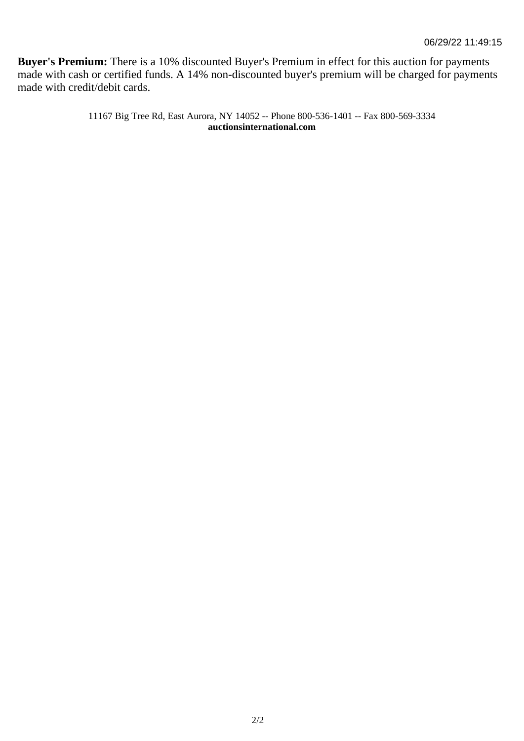**Buyer's Premium:** There is a 10% discounted Buyer's Premium in effect for this auction for payments made with cash or certified funds. A 14% non-discounted buyer's premium will be charged for payments made with credit/debit cards.

11167 Big Tree Rd, East Aurora, NY 14052 -- Phone 800-536-1401 -- Fax 800-569-3334
**auctionsinternational.com**